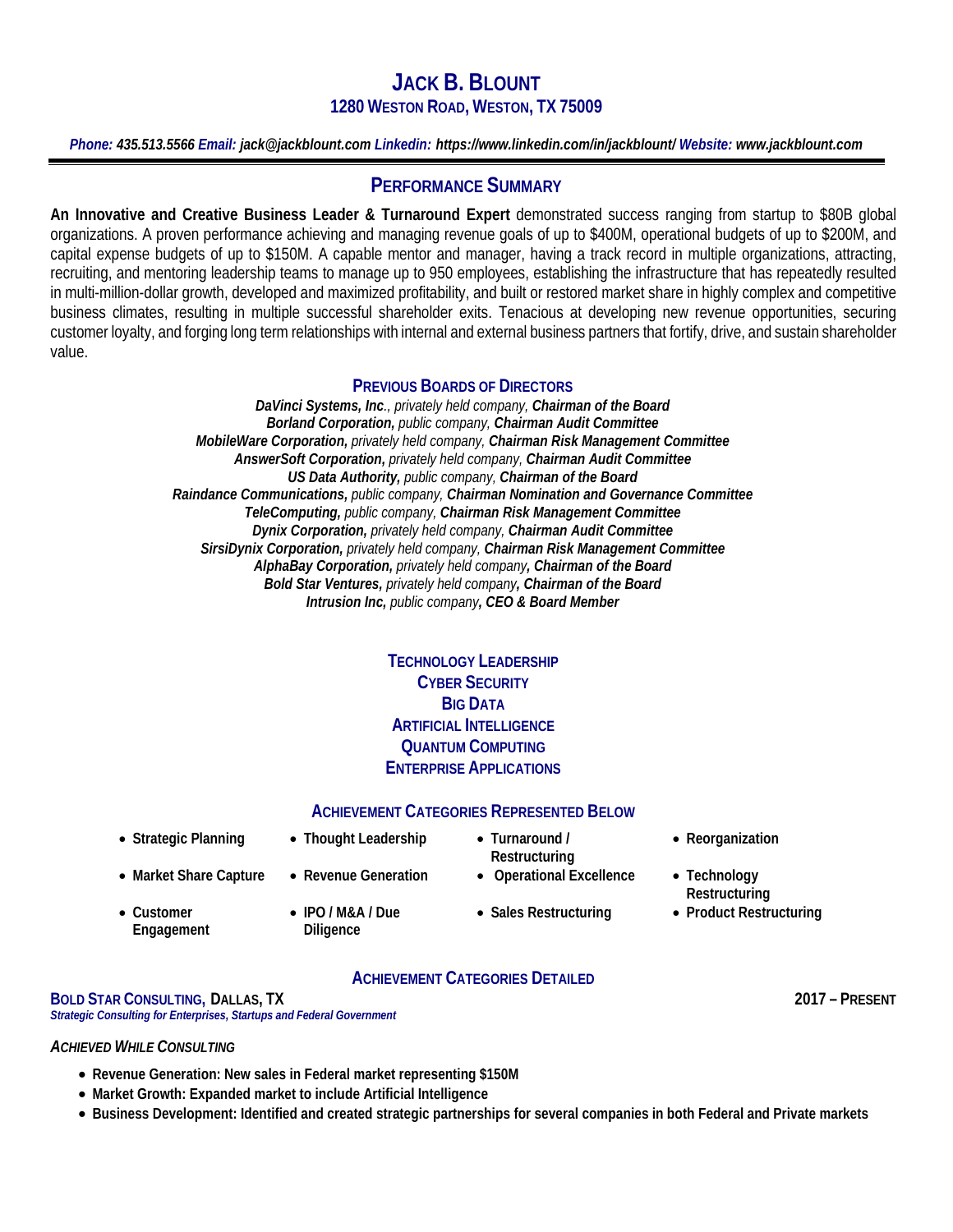# JACK B. BLOUNT

**1280 WESTON ROAD, WESTON, TX 75009**

***Phone:* 435.513.5566 *Email:* jack@jackblount.com *Linkedin:* https://www.linkedin.com/in/jackblount/ *Website:* www.jackblount.com**

## PERFORMANCE SUMMARY

**An Innovative and Creative Business Leader & Turnaround Expert** demonstrated success ranging from startup to $80B global organizations. A proven performance achieving and managing revenue goals of up to $400M, operational budgets of up to $200M, and capital expense budgets of up to $150M. A capable mentor and manager, having a track record in multiple organizations, attracting, recruiting, and mentoring leadership teams to manage up to 950 employees, establishing the infrastructure that has repeatedly resulted in multi-million-dollar growth, developed and maximized profitability, and built or restored market share in highly complex and competitive business climates, resulting in multiple successful shareholder exits. Tenacious at developing new revenue opportunities, securing customer loyalty, and forging long term relationships with internal and external business partners that fortify, drive, and sustain shareholder value.

### PREVIOUS BOARDS OF DIRECTORS

***DaVinci Systems, Inc***., *privately held company*, ***Chairman of the Board***
***Borland Corporation,*** *public company*, ***Chairman Audit Committee***
***MobileWare Corporation,*** *privately held company*, ***Chairman Risk Management Committee***
***AnswerSoft Corporation,*** *privately held company*, ***Chairman Audit Committee***
***US Data Authority,*** *public company*, ***Chairman of the Board***
***Raindance Communications,*** *public company*, ***Chairman Nomination and Governance Committee***
***TeleComputing,*** *public company*, ***Chairman Risk Management Committee***
***Dynix Corporation,*** *privately held company*, ***Chairman Audit Committee***
***SirsiDynix Corporation,*** *privately held company*, ***Chairman Risk Management Committee***
***AlphaBay Corporation,*** *privately held company****, Chairman of the Board***
***Bold Star Ventures,*** *privately held company****, Chairman of the Board***
***Intrusion Inc,*** *public company****, CEO & Board Member***

**TECHNOLOGY LEADERSHIP**
**CYBER SECURITY**
**BIG DATA**
**ARTIFICIAL INTELLIGENCE**
**QUANTUM COMPUTING**
**ENTERPRISE APPLICATIONS**

### ACHIEVEMENT CATEGORIES REPRESENTED BELOW

- **Strategic Planning**
- **Thought Leadership**
- **Turnaround / Restructuring**
- **Reorganization**
- **Market Share Capture**
- **Revenue Generation**
- **Operational Excellence**
- **Technology Restructuring**
- **Customer Engagement**
- **IPO / M&A / Due Diligence**
- **Sales Restructuring**
- **Product Restructuring**

### ACHIEVEMENT CATEGORIES DETAILED

**BOLD STAR CONSULTING, DALLAS, TX** — **2017 – PRESENT**
***Strategic Consulting for Enterprises, Startups and Federal Government***

*ACHIEVED WHILE CONSULTING*

- **Revenue Generation: New sales in Federal market representing $150M**
- **Market Growth: Expanded market to include Artificial Intelligence**
- **Business Development: Identified and created strategic partnerships for several companies in both Federal and Private markets**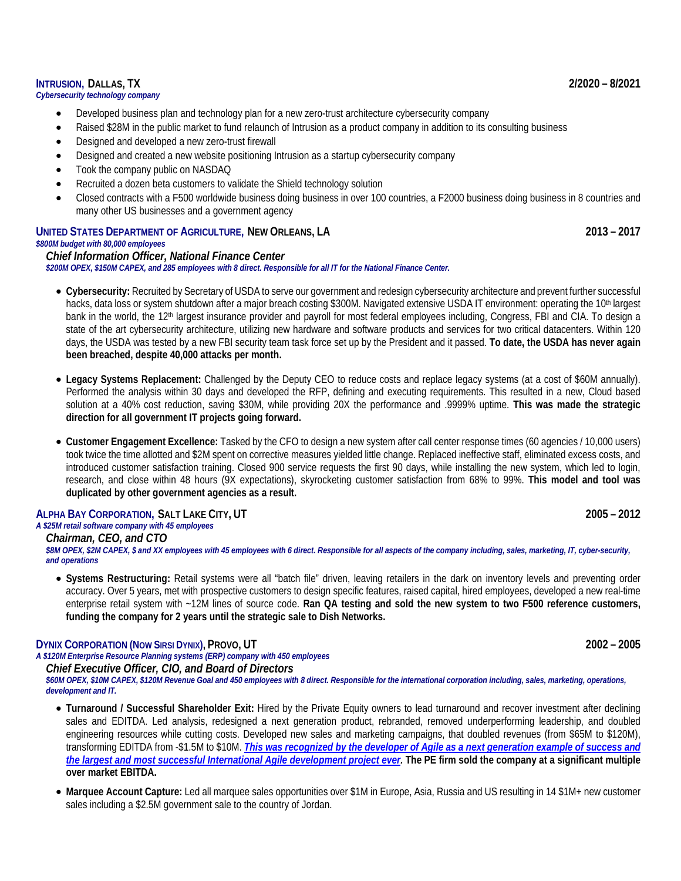**INTRUSION, DALLAS, TX** **2/2020 – 8/2021**
*Cybersecurity technology company*

- Developed business plan and technology plan for a new zero-trust architecture cybersecurity company
- Raised $28M in the public market to fund relaunch of Intrusion as a product company in addition to its consulting business
- Designed and developed a new zero-trust firewall
- Designed and created a new website positioning Intrusion as a startup cybersecurity company
- Took the company public on NASDAQ
- Recruited a dozen beta customers to validate the Shield technology solution
- Closed contracts with a F500 worldwide business doing business in over 100 countries, a F2000 business doing business in 8 countries and many other US businesses and a government agency

**UNITED STATES DEPARTMENT OF AGRICULTURE, NEW ORLEANS, LA** **2013 – 2017**
*$800M budget with 80,000 employees*

### *Chief Information Officer, National Finance Center*

***$200M OPEX, $150M CAPEX, and 285 employees with 8 direct. Responsible for all IT for the National Finance Center.***

- **Cybersecurity:** Recruited by Secretary of USDA to serve our government and redesign cybersecurity architecture and prevent further successful hacks, data loss or system shutdown after a major breach costing $300M. Navigated extensive USDA IT environment: operating the 10th largest bank in the world, the 12th largest insurance provider and payroll for most federal employees including, Congress, FBI and CIA. To design a state of the art cybersecurity architecture, utilizing new hardware and software products and services for two critical datacenters. Within 120 days, the USDA was tested by a new FBI security team task force set up by the President and it passed. **To date, the USDA has never again been breached, despite 40,000 attacks per month.**

- **Legacy Systems Replacement:** Challenged by the Deputy CEO to reduce costs and replace legacy systems (at a cost of $60M annually). Performed the analysis within 30 days and developed the RFP, defining and executing requirements. This resulted in a new, Cloud based solution at a 40% cost reduction, saving $30M, while providing 20X the performance and .9999% uptime. **This was made the strategic direction for all government IT projects going forward.**

- **Customer Engagement Excellence:** Tasked by the CFO to design a new system after call center response times (60 agencies / 10,000 users) took twice the time allotted and $2M spent on corrective measures yielded little change. Replaced ineffective staff, eliminated excess costs, and introduced customer satisfaction training. Closed 900 service requests the first 90 days, while installing the new system, which led to login, research, and close within 48 hours (9X expectations), skyrocketing customer satisfaction from 68% to 99%. **This model and tool was duplicated by other government agencies as a result.**

**ALPHA BAY CORPORATION, SALT LAKE CITY, UT** **2005 – 2012**
*A $25M retail software company with 45 employees*

### *Chairman, CEO, and CTO*

***$8M OPEX, $2M CAPEX, $ and XX employees with 45 employees with 6 direct. Responsible for all aspects of the company including, sales, marketing, IT, cyber-security, and operations***

- **Systems Restructuring:** Retail systems were all "batch file" driven, leaving retailers in the dark on inventory levels and preventing order accuracy. Over 5 years, met with prospective customers to design specific features, raised capital, hired employees, developed a new real-time enterprise retail system with ~12M lines of source code. **Ran QA testing and sold the new system to two F500 reference customers, funding the company for 2 years until the strategic sale to Dish Networks.**

**DYNIX CORPORATION (NOW SIRSI DYNIX), PROVO, UT** **2002 – 2005**
*A $120M Enterprise Resource Planning systems (ERP) company with 450 employees*

### *Chief Executive Officer, CIO, and Board of Directors*

***$60M OPEX, $10M CAPEX, $120M Revenue Goal and 450 employees with 8 direct. Responsible for the international corporation including, sales, marketing, operations, development and IT.***

- **Turnaround / Successful Shareholder Exit:** Hired by the Private Equity owners to lead turnaround and recover investment after declining sales and EDITDA. Led analysis, redesigned a next generation product, rebranded, removed underperforming leadership, and doubled engineering resources while cutting costs. Developed new sales and marketing campaigns, that doubled revenues (from $65M to $120M), transforming EDITDA from -$1.5M to $10M. ***This was recognized by the developer of Agile as a next generation example of success and the largest and most successful International Agile development project ever.*** **The PE firm sold the company at a significant multiple over market EBITDA.**

- **Marquee Account Capture:** Led all marquee sales opportunities over $1M in Europe, Asia, Russia and US resulting in 14 $1M+ new customer sales including a $2.5M government sale to the country of Jordan.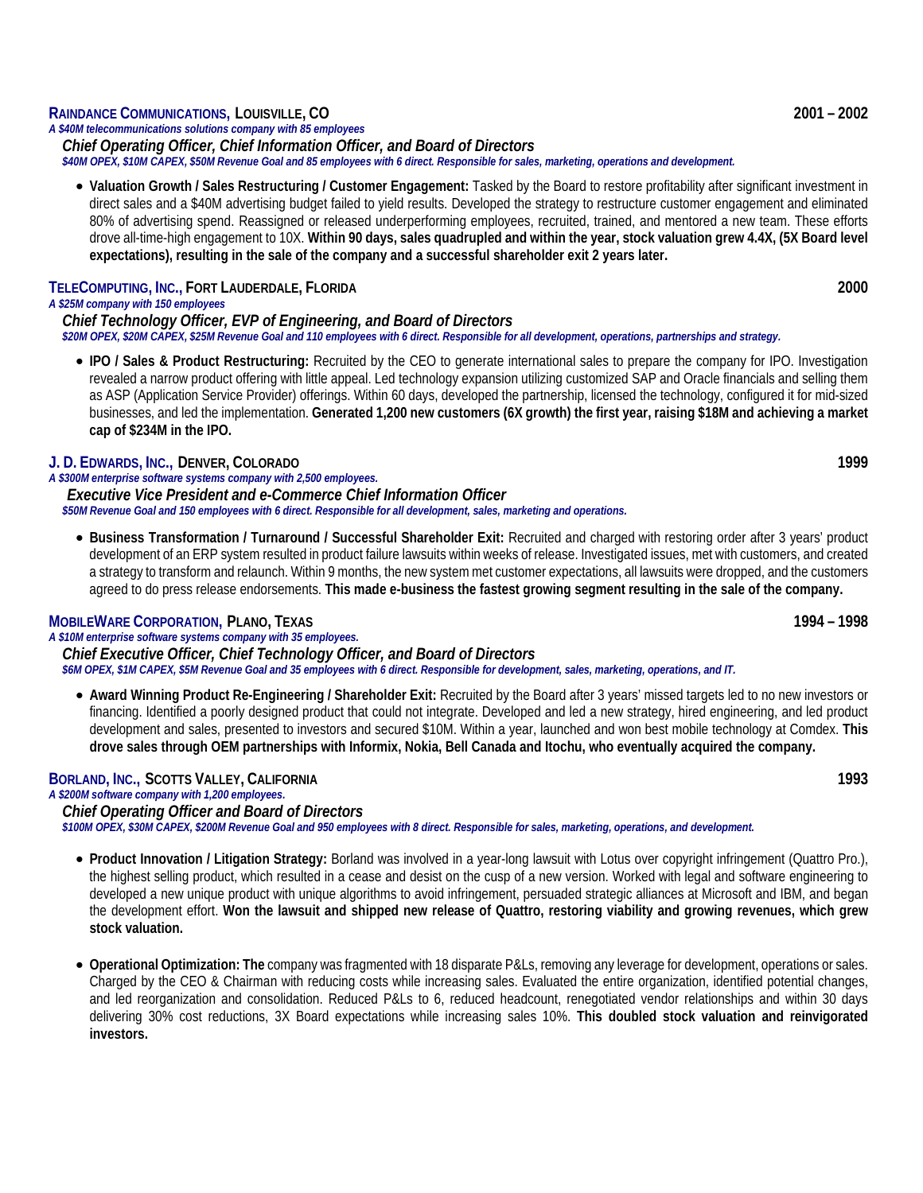**RAINDANCE COMMUNICATIONS, LOUISVILLE, CO** **2001 – 2002**

*A $40M telecommunications solutions company with 85 employees*

***Chief Operating Officer, Chief Information Officer, and Board of Directors***

***$40M OPEX, $10M CAPEX, $50M Revenue Goal and 85 employees with 6 direct. Responsible for sales, marketing, operations and development.***

- **Valuation Growth / Sales Restructuring / Customer Engagement:** Tasked by the Board to restore profitability after significant investment in direct sales and a $40M advertising budget failed to yield results. Developed the strategy to restructure customer engagement and eliminated 80% of advertising spend. Reassigned or released underperforming employees, recruited, trained, and mentored a new team. These efforts drove all-time-high engagement to 10X. **Within 90 days, sales quadrupled and within the year, stock valuation grew 4.4X, (5X Board level expectations), resulting in the sale of the company and a successful shareholder exit 2 years later.**

**TELECOMPUTING, INC., FORT LAUDERDALE, FLORIDA** **2000**

*A $25M company with 150 employees*

***Chief Technology Officer, EVP of Engineering, and Board of Directors***

***$20M OPEX, $20M CAPEX, $25M Revenue Goal and 110 employees with 6 direct. Responsible for all development, operations, partnerships and strategy.***

- **IPO / Sales & Product Restructuring:** Recruited by the CEO to generate international sales to prepare the company for IPO. Investigation revealed a narrow product offering with little appeal. Led technology expansion utilizing customized SAP and Oracle financials and selling them as ASP (Application Service Provider) offerings. Within 60 days, developed the partnership, licensed the technology, configured it for mid-sized businesses, and led the implementation. **Generated 1,200 new customers (6X growth) the first year, raising $18M and achieving a market cap of $234M in the IPO.**

**J. D. EDWARDS, INC., DENVER, COLORADO** **1999**

*A $300M enterprise software systems company with 2,500 employees.*

***Executive Vice President and e-Commerce Chief Information Officer***

***$50M Revenue Goal and 150 employees with 6 direct. Responsible for all development, sales, marketing and operations.***

- **Business Transformation / Turnaround / Successful Shareholder Exit:** Recruited and charged with restoring order after 3 years' product development of an ERP system resulted in product failure lawsuits within weeks of release. Investigated issues, met with customers, and created a strategy to transform and relaunch. Within 9 months, the new system met customer expectations, all lawsuits were dropped, and the customers agreed to do press release endorsements. **This made e-business the fastest growing segment resulting in the sale of the company.**

**MOBILEWARE CORPORATION, PLANO, TEXAS** **1994 – 1998**

*A $10M enterprise software systems company with 35 employees.*

***Chief Executive Officer, Chief Technology Officer, and Board of Directors***

***$6M OPEX, $1M CAPEX, $5M Revenue Goal and 35 employees with 6 direct. Responsible for development, sales, marketing, operations, and IT.***

- **Award Winning Product Re-Engineering / Shareholder Exit:** Recruited by the Board after 3 years' missed targets led to no new investors or financing. Identified a poorly designed product that could not integrate. Developed and led a new strategy, hired engineering, and led product development and sales, presented to investors and secured $10M. Within a year, launched and won best mobile technology at Comdex. **This drove sales through OEM partnerships with Informix, Nokia, Bell Canada and Itochu, who eventually acquired the company.**

**BORLAND, INC., SCOTTS VALLEY, CALIFORNIA** **1993**

*A $200M software company with 1,200 employees.*

***Chief Operating Officer and Board of Directors***

***$100M OPEX, $30M CAPEX, $200M Revenue Goal and 950 employees with 8 direct. Responsible for sales, marketing, operations, and development.***

- **Product Innovation / Litigation Strategy:** Borland was involved in a year-long lawsuit with Lotus over copyright infringement (Quattro Pro.), the highest selling product, which resulted in a cease and desist on the cusp of a new version. Worked with legal and software engineering to developed a new unique product with unique algorithms to avoid infringement, persuaded strategic alliances at Microsoft and IBM, and began the development effort. **Won the lawsuit and shipped new release of Quattro, restoring viability and growing revenues, which grew stock valuation.**

- **Operational Optimization: The** company was fragmented with 18 disparate P&Ls, removing any leverage for development, operations or sales. Charged by the CEO & Chairman with reducing costs while increasing sales. Evaluated the entire organization, identified potential changes, and led reorganization and consolidation. Reduced P&Ls to 6, reduced headcount, renegotiated vendor relationships and within 30 days delivering 30% cost reductions, 3X Board expectations while increasing sales 10%. **This doubled stock valuation and reinvigorated investors.**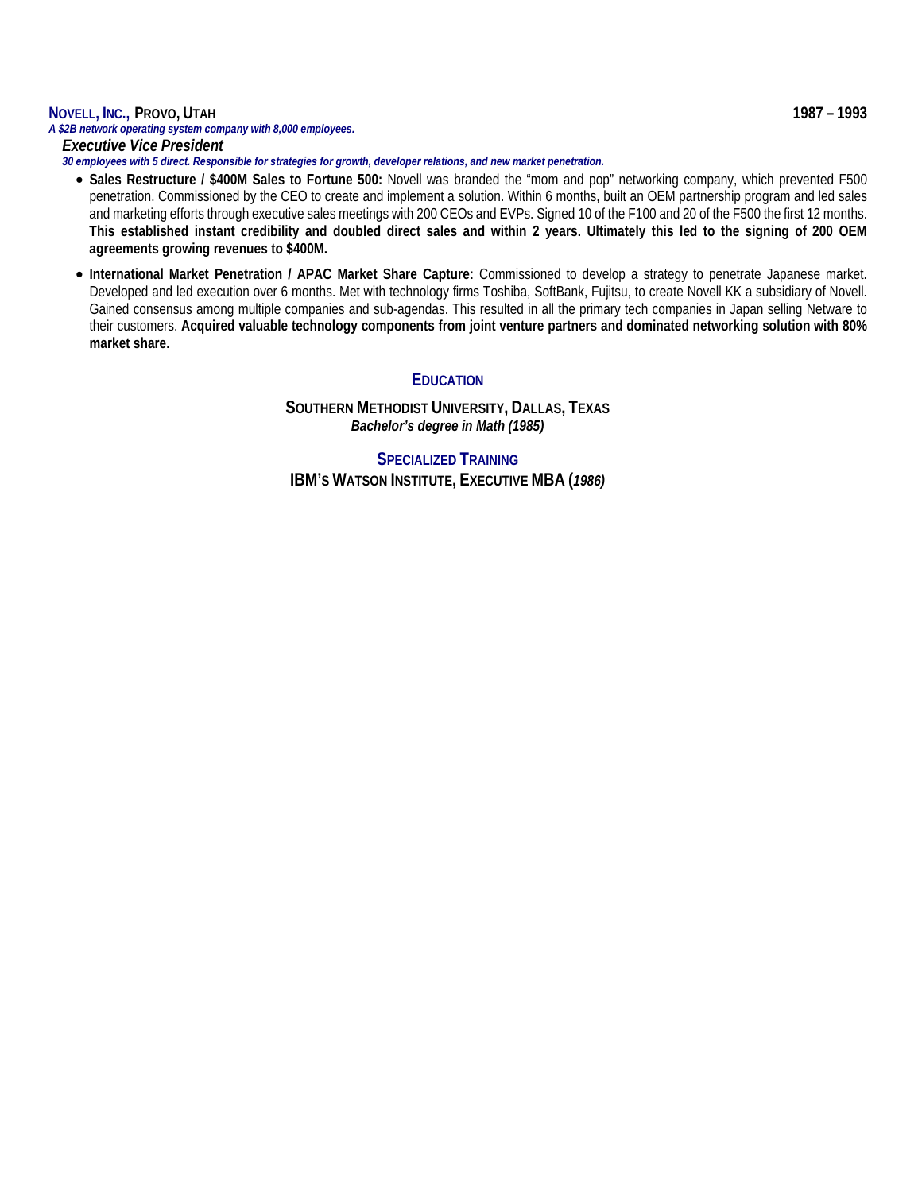**NOVELL, INC., PROVO, UTAH** **1987 – 1993**

***A $2B network operating system company with 8,000 employees.***

***Executive Vice President***

***30 employees with 5 direct. Responsible for strategies for growth, developer relations, and new market penetration.***

- **Sales Restructure / $400M Sales to Fortune 500:** Novell was branded the "mom and pop" networking company, which prevented F500 penetration. Commissioned by the CEO to create and implement a solution. Within 6 months, built an OEM partnership program and led sales and marketing efforts through executive sales meetings with 200 CEOs and EVPs. Signed 10 of the F100 and 20 of the F500 the first 12 months. **This established instant credibility and doubled direct sales and within 2 years. Ultimately this led to the signing of 200 OEM agreements growing revenues to $400M.**
- **International Market Penetration / APAC Market Share Capture:** Commissioned to develop a strategy to penetrate Japanese market. Developed and led execution over 6 months. Met with technology firms Toshiba, SoftBank, Fujitsu, to create Novell KK a subsidiary of Novell. Gained consensus among multiple companies and sub-agendas. This resulted in all the primary tech companies in Japan selling Netware to their customers. **Acquired valuable technology components from joint venture partners and dominated networking solution with 80% market share.**

## EDUCATION

**SOUTHERN METHODIST UNIVERSITY, DALLAS, TEXAS**

***Bachelor's degree in Math (1985)***

## SPECIALIZED TRAINING

**IBM'S WATSON INSTITUTE, EXECUTIVE MBA (*1986)***